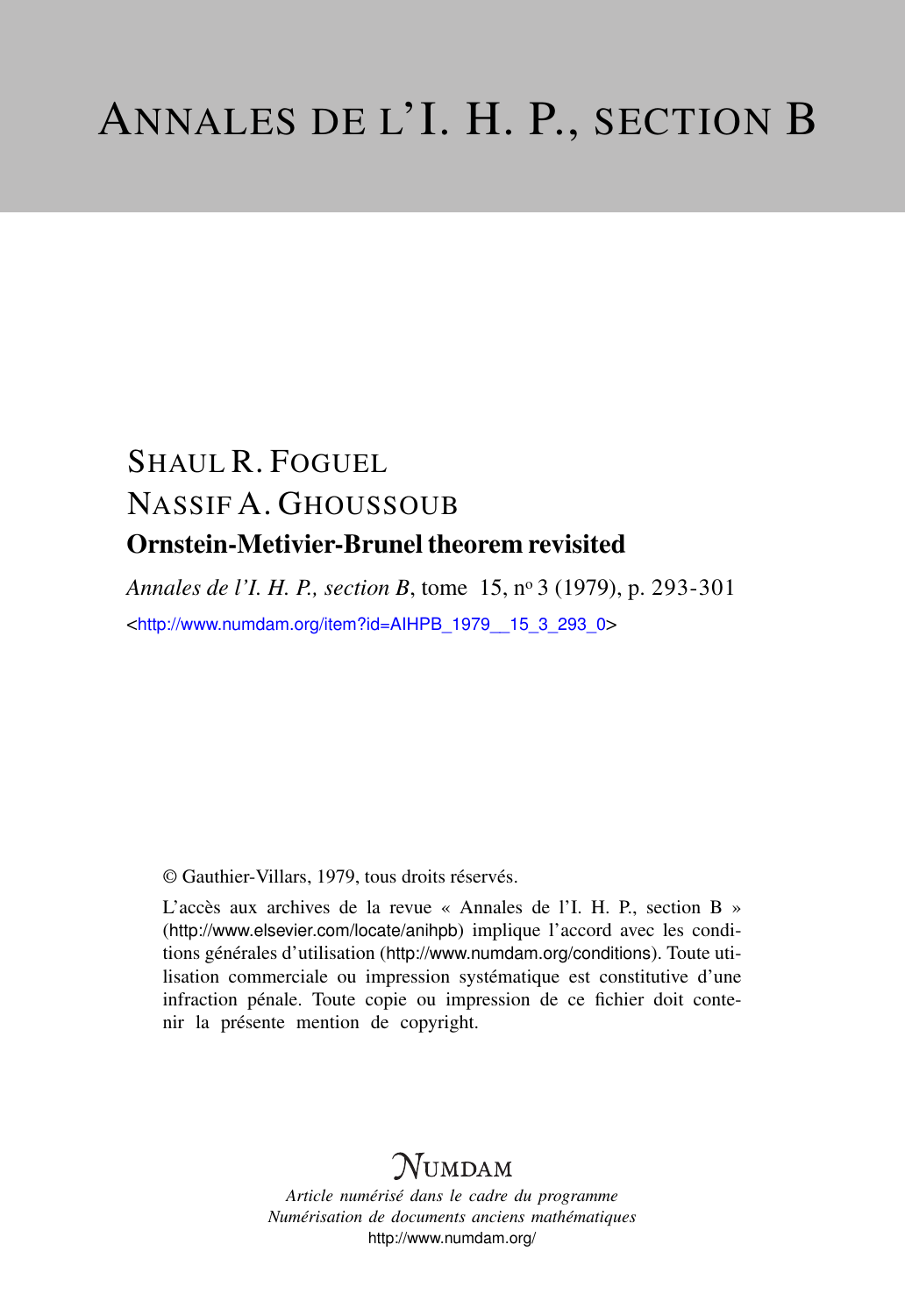# Annales de l'I. H. P., section B

Shaul R. Foguel

Nassif A. Ghoussoub

## Ornstein-Metivier-Brunel theorem revisited

*Annales de l'I. H. P., section B*, tome 15, n$^{o}$ 3 (1979), p. 293-301

<http://www.numdam.org/item?id=AIHPB_1979__15_3_293_0>

© Gauthier-Villars, 1979, tous droits réservés.

L'accès aux archives de la revue « Annales de l'I. H. P., section B » (http://www.elsevier.com/locate/anihpb) implique l'accord avec les conditions générales d'utilisation (http://www.numdam.org/conditions). Toute utilisation commerciale ou impression systématique est constitutive d'une infraction pénale. Toute copie ou impression de ce fichier doit contenir la présente mention de copyright.

NUMDAM

*Article numérisé dans le cadre du programme*
*Numérisation de documents anciens mathématiques*
http://www.numdam.org/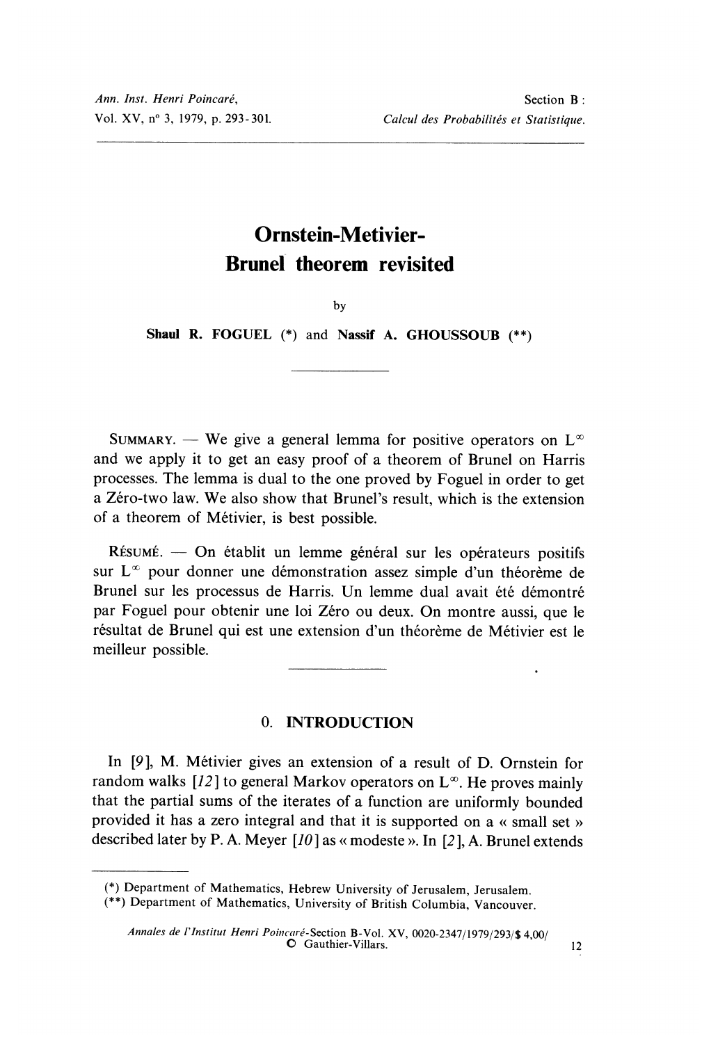Ann. Inst. Henri Poincaré,

Vol. XV, n° 3, 1979, p. 293-301.

Section B : *Calcul des Probabilités et Statistique.*

# Ornstein-Metivier-Brunel theorem revisited

by

**Shaul R. FOGUEL** (\*) and **Nassif A. GHOUSSOUB** (\*\*)

SUMMARY. — We give a general lemma for positive operators on $L^\infty$ and we apply it to get an easy proof of a theorem of Brunel on Harris processes. The lemma is dual to the one proved by Foguel in order to get a Zéro-two law. We also show that Brunel's result, which is the extension of a theorem of Métivier, is best possible.

RÉSUMÉ. — On établit un lemme général sur les opérateurs positifs sur $L^\infty$ pour donner une démonstration assez simple d'un théorème de Brunel sur les processus de Harris. Un lemme dual avait été démontré par Foguel pour obtenir une loi Zéro ou deux. On montre aussi, que le résultat de Brunel qui est une extension d'un théorème de Métivier est le meilleur possible.

## 0. INTRODUCTION

In [9], M. Métivier gives an extension of a result of D. Ornstein for random walks [12] to general Markov operators on $L^\infty$. He proves mainly that the partial sums of the iterates of a function are uniformly bounded provided it has a zero integral and that it is supported on a « small set » described later by P. A. Meyer [10] as « modeste ». In [2], A. Brunel extends

(\*) Department of Mathematics, Hebrew University of Jerusalem, Jerusalem.

(\*\*) Department of Mathematics, University of British Columbia, Vancouver.

*Annales de l'Institut Henri Poincaré*-Section B-Vol. XV, 0020-2347/1979/293/\$ 4,00/ © Gauthier-Villars.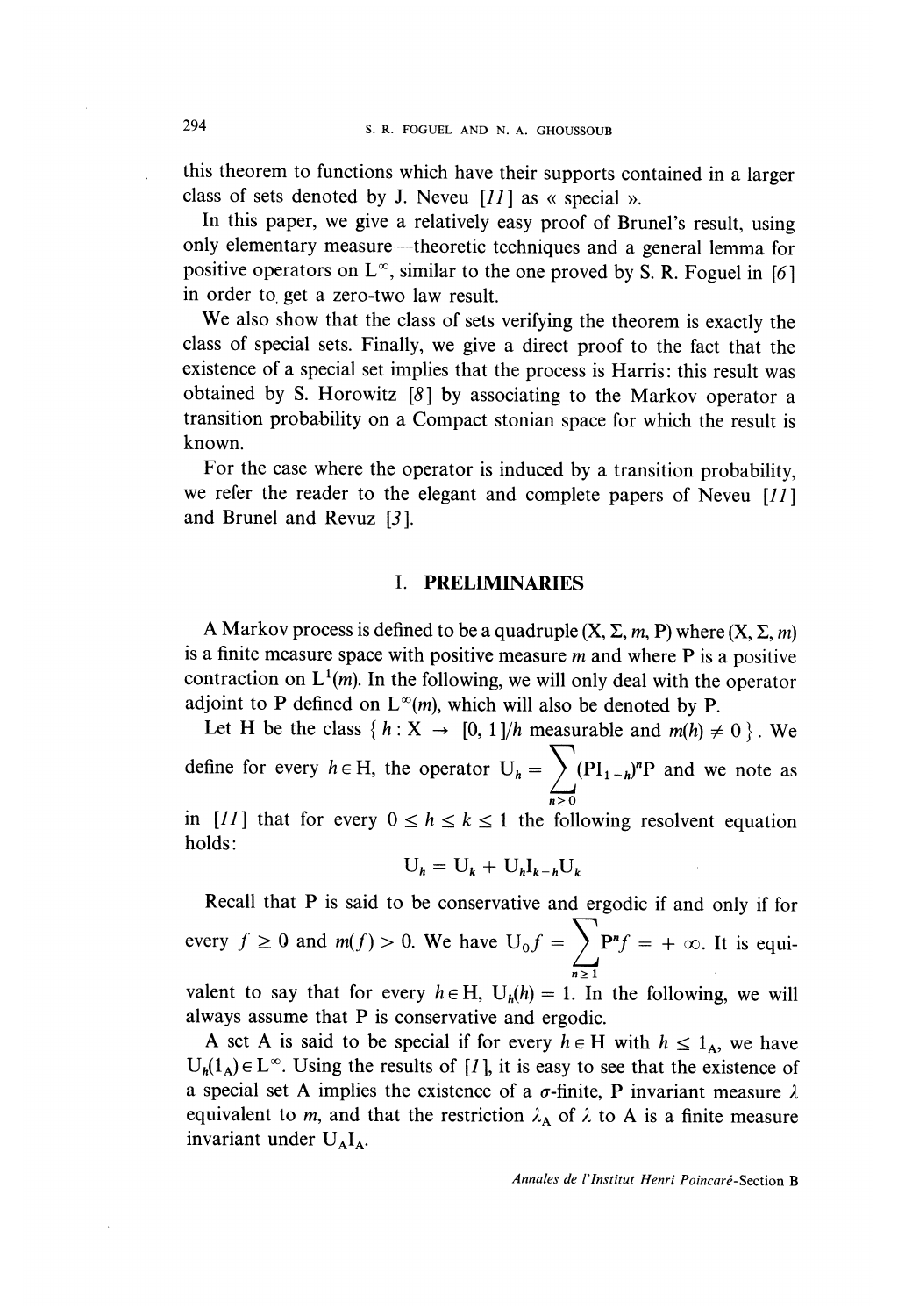this theorem to functions which have their supports contained in a larger class of sets denoted by J. Neveu [11] as « special ».

In this paper, we give a relatively easy proof of Brunel's result, using only elementary measure—theoretic techniques and a general lemma for positive operators on $L^\infty$, similar to the one proved by S. R. Foguel in [6] in order to get a zero-two law result.

We also show that the class of sets verifying the theorem is exactly the class of special sets. Finally, we give a direct proof to the fact that the existence of a special set implies that the process is Harris: this result was obtained by S. Horowitz [8] by associating to the Markov operator a transition probability on a Compact stonian space for which the result is known.

For the case where the operator is induced by a transition probability, we refer the reader to the elegant and complete papers of Neveu [11] and Brunel and Revuz [3].

## I. PRELIMINARIES

A Markov process is defined to be a quadruple $(X, \Sigma, m, P)$ where $(X, \Sigma, m)$ is a finite measure space with positive measure $m$ and where P is a positive contraction on $L^1(m)$. In the following, we will only deal with the operator adjoint to P defined on $L^\infty(m)$, which will also be denoted by P.

Let H be the class $\{ h : X \to [0, 1]/h$ measurable and $m(h) \neq 0 \}$. We define for every $h \in H$, the operator $U_h = \sum_{n \geq 0} (PI_{1-h})^n P$ and we note as in [11] that for every $0 \leq h \leq k \leq 1$ the following resolvent equation holds:

$$U_h = U_k + U_h I_{k-h} U_k$$

Recall that P is said to be conservative and ergodic if and only if for every $f \geq 0$ and $m(f) > 0$. We have $U_0 f = \sum_{n \geq 1} P^n f = +\infty$. It is equivalent to say that for every $h \in H$, $U_h(h) = 1$. In the following, we will always assume that P is conservative and ergodic.

A set A is said to be special if for every $h \in H$ with $h \leq 1_A$, we have $U_h(1_A) \in L^\infty$. Using the results of [1], it is easy to see that the existence of a special set A implies the existence of a $\sigma$-finite, P invariant measure $\lambda$ equivalent to $m$, and that the restriction $\lambda_A$ of $\lambda$ to A is a finite measure invariant under $U_A I_A$.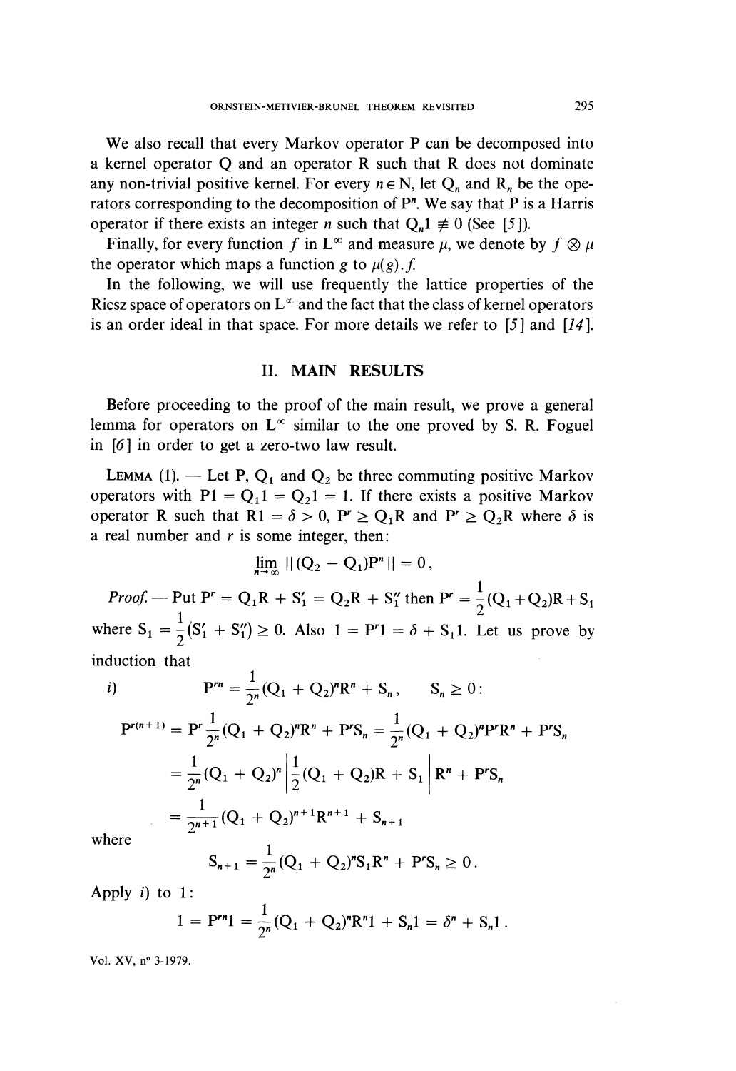We also recall that every Markov operator P can be decomposed into a kernel operator Q and an operator R such that R does not dominate any non-trivial positive kernel. For every $n \in \mathrm{N}$, let $Q_n$ and $R_n$ be the operators corresponding to the decomposition of $P^n$. We say that P is a Harris operator if there exists an integer $n$ such that $Q_n 1 \not\equiv 0$ (See [5]).

Finally, for every function $f$ in $L^\infty$ and measure $\mu$, we denote by $f \otimes \mu$ the operator which maps a function $g$ to $\mu(g).f$.

In the following, we will use frequently the lattice properties of the Ricsz space of operators on $L^\infty$ and the fact that the class of kernel operators is an order ideal in that space. For more details we refer to [5] and [14].

## II. MAIN RESULTS

Before proceeding to the proof of the main result, we prove a general lemma for operators on $L^\infty$ similar to the one proved by S. R. Foguel in [6] in order to get a zero-two law result.

LEMMA (1). — Let P, $Q_1$ and $Q_2$ be three commuting positive Markov operators with $P1 = Q_1 1 = Q_2 1 = 1$. If there exists a positive Markov operator R such that $R1 = \delta > 0$, $P^r \geq Q_1 R$ and $P^r \geq Q_2 R$ where $\delta$ is a real number and $r$ is some integer, then:

$$\lim_{n \to \infty} \| (Q_2 - Q_1) P^n \| = 0,$$

*Proof.* — Put $P^r = Q_1 R + S_1' = Q_2 R + S_1''$ then $P^r = \frac{1}{2}(Q_1 + Q_2)R + S_1$ where $S_1 = \frac{1}{2}(S_1' + S_1'') \geq 0$. Also $1 = P^r 1 = \delta + S_1 1$. Let us prove by induction that

*i)*
$$P^{rn} = \frac{1}{2^n}(Q_1 + Q_2)^n R^n + S_n, \qquad S_n \geq 0:$$

$$\begin{aligned}
P^{r(n+1)} &= P^r \frac{1}{2^n}(Q_1 + Q_2)^n R^n + P^r S_n = \frac{1}{2^n}(Q_1 + Q_2)^n P^r R^n + P^r S_n \\
&= \frac{1}{2^n}(Q_1 + Q_2)^n \left| \frac{1}{2}(Q_1 + Q_2)R + S_1 \right| R^n + P^r S_n \\
&= \frac{1}{2^{n+1}}(Q_1 + Q_2)^{n+1} R^{n+1} + S_{n+1}
\end{aligned}$$

where

$$S_{n+1} = \frac{1}{2^n}(Q_1 + Q_2)^n S_1 R^n + P^r S_n \geq 0.$$

Apply *i)* to 1:

$$1 = P^{rn} 1 = \frac{1}{2^n}(Q_1 + Q_2)^n R^n 1 + S_n 1 = \delta^n + S_n 1.$$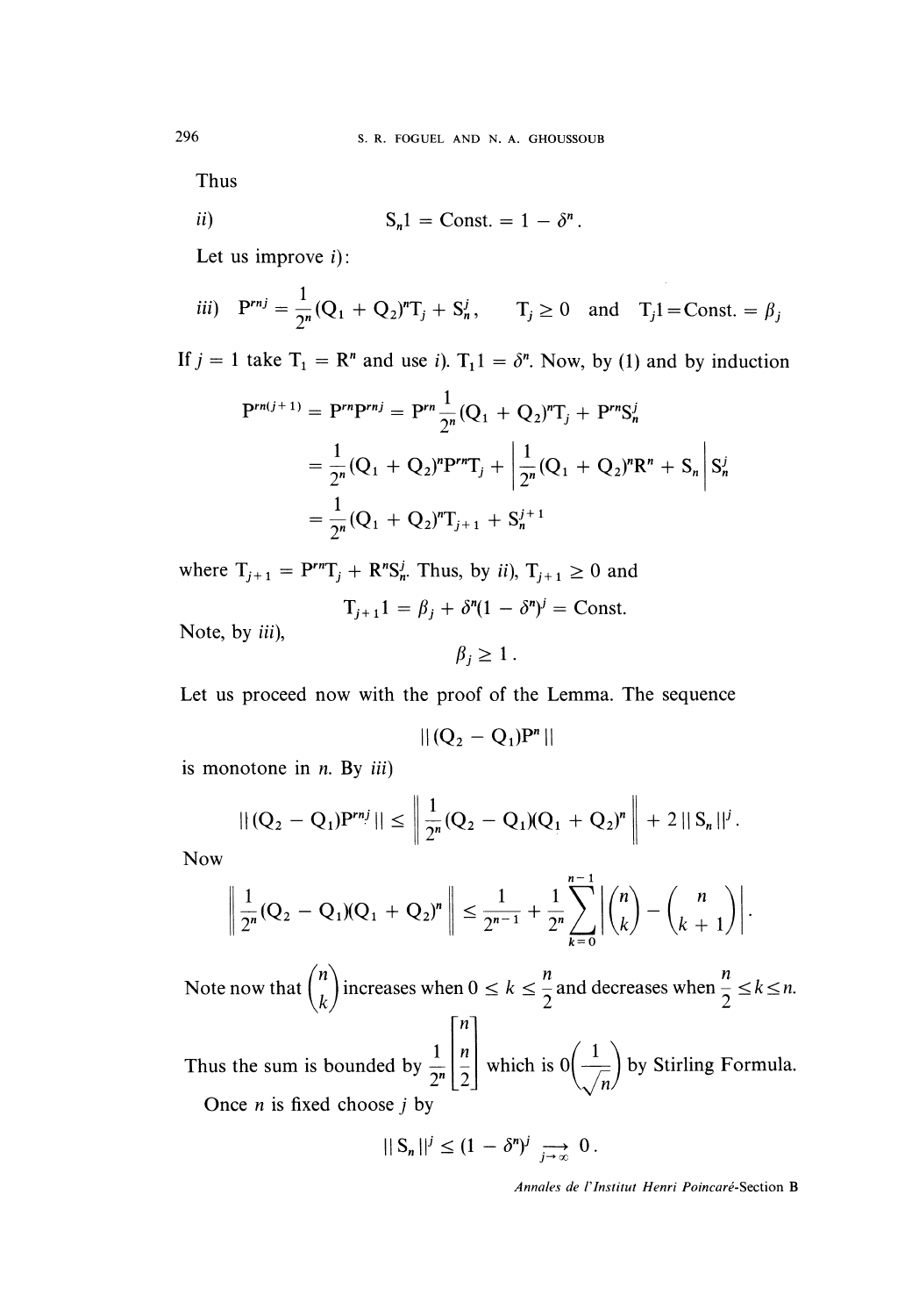Thus

*ii)* $$S_n 1 = \text{Const.} = 1 - \delta^n.$$

Let us improve *i)*:

*iii)* $$P^{rnj} = \frac{1}{2^n}(Q_1 + Q_2)^n T_j + S_n^j, \qquad T_j \geq 0 \quad \text{and} \quad T_j 1 = \text{Const.} = \beta_j$$

If $j = 1$ take $T_1 = R^n$ and use *i)*. $T_1 1 = \delta^n$. Now, by (1) and by induction

$$\begin{aligned}
P^{rn(j+1)} = P^{rn}P^{rnj} &= P^{rn}\frac{1}{2^n}(Q_1 + Q_2)^n T_j + P^{rn}S_n^j \\
&= \frac{1}{2^n}(Q_1 + Q_2)^n P^{rn} T_j + \left| \frac{1}{2^n}(Q_1 + Q_2)^n R^n + S_n \right| S_n^j \\
&= \frac{1}{2^n}(Q_1 + Q_2)^n T_{j+1} + S_n^{j+1}
\end{aligned}$$

where $T_{j+1} = P^{rn}T_j + R^n S_n^j$. Thus, by *ii)*, $T_{j+1} \geq 0$ and

$$T_{j+1}1 = \beta_j + \delta^n(1 - \delta^n)^j = \text{Const.}$$

Note, by *iii)*,

$$\beta_j \geq 1.$$

Let us proceed now with the proof of the Lemma. The sequence

$$\| (Q_2 - Q_1)P^n \|$$

is monotone in $n$. By *iii)*

$$\| (Q_2 - Q_1)P^{rnj} \| \leq \left\| \frac{1}{2^n}(Q_2 - Q_1)(Q_1 + Q_2)^n \right\| + 2 \| S_n \|^j.$$

Now

$$\left\| \frac{1}{2^n}(Q_2 - Q_1)(Q_1 + Q_2)^n \right\| \leq \frac{1}{2^{n-1}} + \frac{1}{2^n}\sum_{k=0}^{n-1} \left| \binom{n}{k} - \binom{n}{k+1} \right|.$$

Note now that $\binom{n}{k}$ increases when $0 \leq k \leq \frac{n}{2}$ and decreases when $\frac{n}{2} \leq k \leq n$.

Thus the sum is bounded by $\frac{1}{2^n}\begin{bmatrix} n \\ \left[\frac{n}{2}\right] \end{bmatrix}$ which is $0\left(\frac{1}{\sqrt{n}}\right)$ by Stirling Formula.

Once $n$ is fixed choose $j$ by

$$\| S_n \|^j \leq (1 - \delta^n)^j \underset{j \to \infty}{\longrightarrow} 0.$$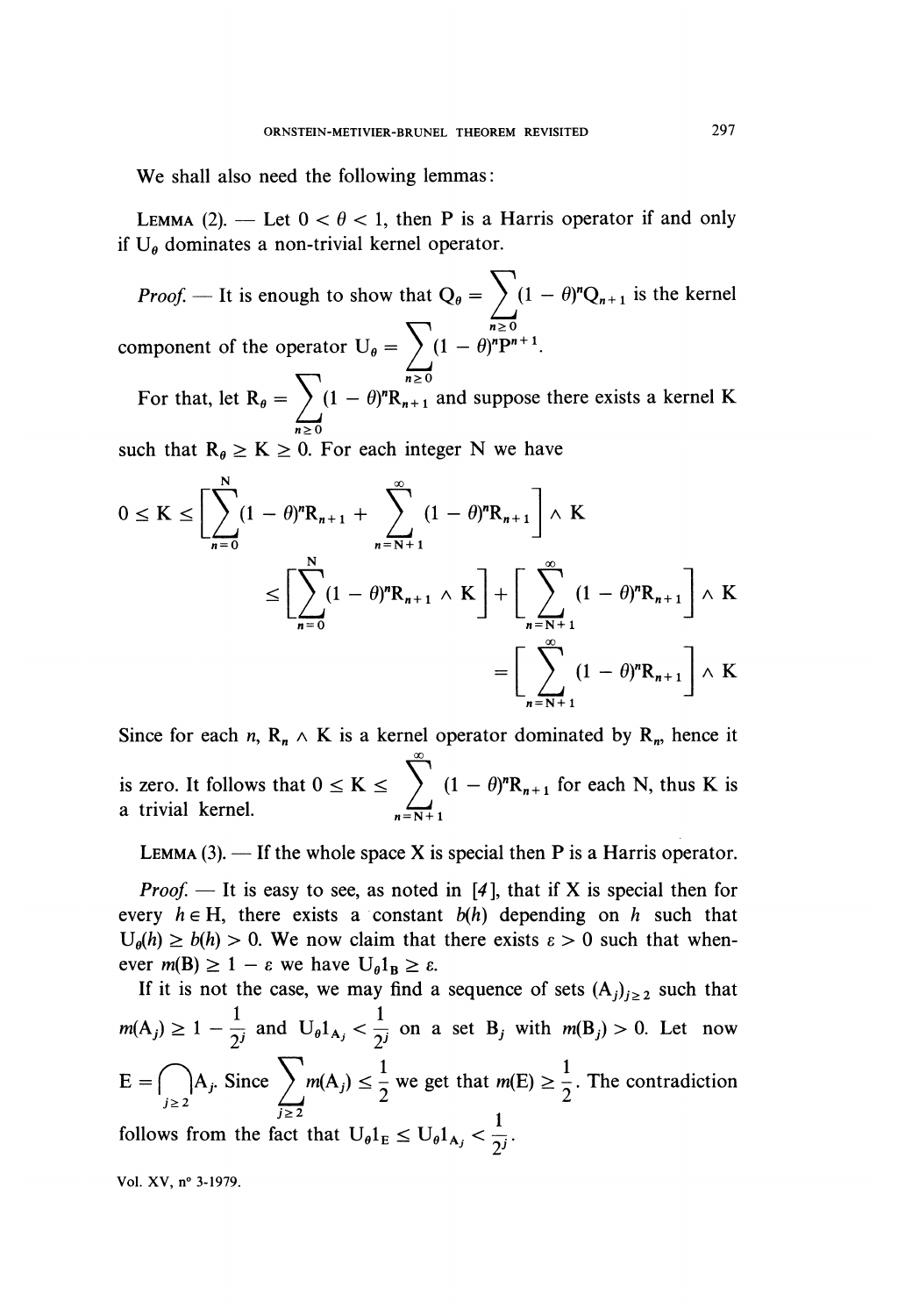We shall also need the following lemmas:

LEMMA (2). — Let $0 < \theta < 1$, then P is a Harris operator if and only if $U_\theta$ dominates a non-trivial kernel operator.

*Proof.* — It is enough to show that $Q_\theta = \sum_{n\geq 0}(1-\theta)^n Q_{n+1}$ is the kernel component of the operator $U_\theta = \sum_{n\geq 0}(1-\theta)^n P^{n+1}$.

For that, let $R_\theta = \sum_{n\geq 0}(1-\theta)^n R_{n+1}$ and suppose there exists a kernel K such that $R_\theta \geq K \geq 0$. For each integer N we have

$$0 \leq K \leq \left[\sum_{n=0}^{N}(1-\theta)^n R_{n+1} + \sum_{n=N+1}^{\infty}(1-\theta)^n R_{n+1}\right] \wedge K$$

$$\leq \left[\sum_{n=0}^{N}(1-\theta)^n R_{n+1} \wedge K\right] + \left[\sum_{n=N+1}^{\infty}(1-\theta)^n R_{n+1}\right] \wedge K$$

$$= \left[\sum_{n=N+1}^{\infty}(1-\theta)^n R_{n+1}\right] \wedge K$$

Since for each $n$, $R_n \wedge K$ is a kernel operator dominated by $R_n$, hence it is zero. It follows that $0 \leq K \leq \sum_{n=N+1}^{\infty}(1-\theta)^n R_{n+1}$ for each N, thus K is a trivial kernel.

LEMMA (3). — If the whole space X is special then P is a Harris operator.

*Proof.* — It is easy to see, as noted in [4], that if X is special then for every $h \in H$, there exists a constant $b(h)$ depending on $h$ such that $U_\theta(h) \geq b(h) > 0$. We now claim that there exists $\varepsilon > 0$ such that whenever $m(B) \geq 1 - \varepsilon$ we have $U_\theta 1_B \geq \varepsilon$.

If it is not the case, we may find a sequence of sets $(A_j)_{j\geq 2}$ such that $m(A_j) \geq 1 - \frac{1}{2^j}$ and $U_\theta 1_{A_j} < \frac{1}{2^j}$ on a set $B_j$ with $m(B_j) > 0$. Let now $E = \bigcap_{j\geq 2} A_j$. Since $\sum_{j\geq 2} m(A_j) \leq \frac{1}{2}$ we get that $m(E) \geq \frac{1}{2}$. The contradiction follows from the fact that $U_\theta 1_E \leq U_\theta 1_{A_j} < \frac{1}{2^j}$.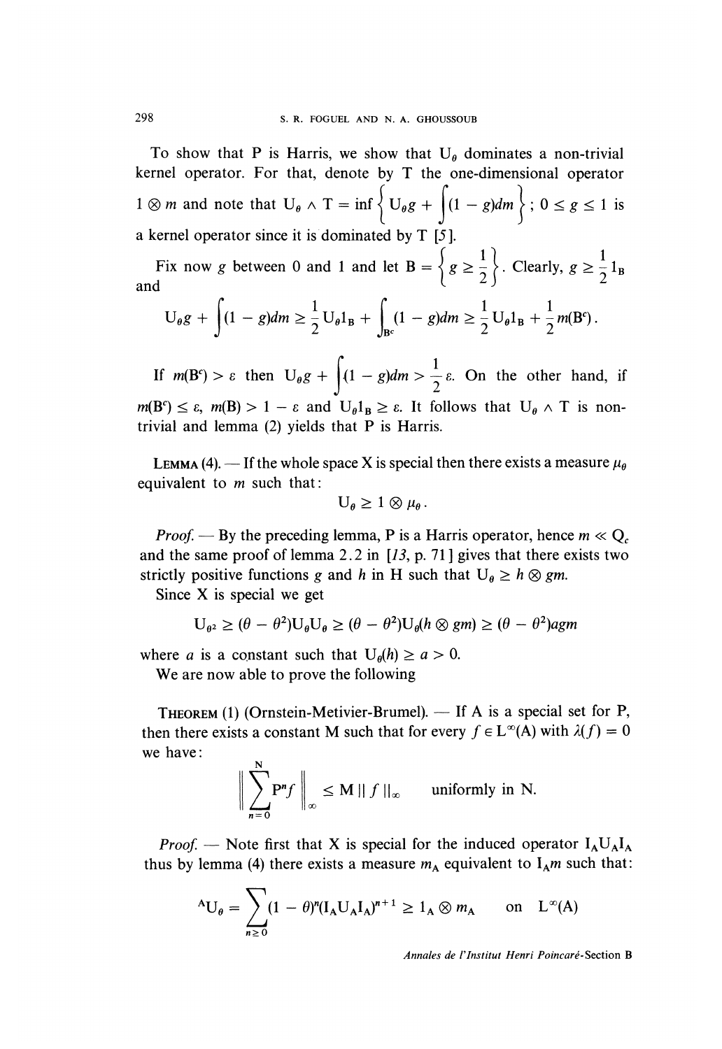To show that P is Harris, we show that $U_\theta$ dominates a non-trivial kernel operator. For that, denote by T the one-dimensional operator $1 \otimes m$ and note that $U_\theta \wedge T = \inf \left\{ U_\theta g + \int (1 - g) dm \right\}; \ 0 \leq g \leq 1$ is a kernel operator since it is dominated by T [5].

Fix now $g$ between 0 and 1 and let $B = \left\{ g \geq \frac{1}{2} \right\}$. Clearly, $g \geq \frac{1}{2} 1_B$ and

$$U_\theta g + \int (1 - g) dm \geq \frac{1}{2} U_\theta 1_B + \int_{B^c} (1 - g) dm \geq \frac{1}{2} U_\theta 1_B + \frac{1}{2} m(B^c).$$

If $m(B^c) > \varepsilon$ then $U_\theta g + \int (1 - g) dm > \frac{1}{2} \varepsilon$. On the other hand, if $m(B^c) \leq \varepsilon$, $m(B) > 1 - \varepsilon$ and $U_\theta 1_B \geq \varepsilon$. It follows that $U_\theta \wedge T$ is non-trivial and lemma (2) yields that P is Harris.

LEMMA (4). — If the whole space X is special then there exists a measure $\mu_\theta$ equivalent to $m$ such that:

$$U_\theta \geq 1 \otimes \mu_\theta .$$

*Proof.* — By the preceding lemma, P is a Harris operator, hence $m \ll Q_c$ and the same proof of lemma 2.2 in [13, p. 71] gives that there exists two strictly positive functions $g$ and $h$ in H such that $U_\theta \geq h \otimes gm$.

Since X is special we get

$$U_{\theta^2} \geq (\theta - \theta^2) U_\theta U_\theta \geq (\theta - \theta^2) U_\theta (h \otimes gm) \geq (\theta - \theta^2) agm$$

where $a$ is a constant such that $U_\theta(h) \geq a > 0$.

We are now able to prove the following

THEOREM (1) (Ornstein-Metivier-Brumel). — If A is a special set for P, then there exists a constant M such that for every $f \in L^\infty(A)$ with $\lambda(f) = 0$ we have:

$$\left\| \sum_{n=0}^{N} P^n f \right\|_\infty \leq M \| f \|_\infty \quad \text{uniformly in N.}$$

*Proof.* — Note first that X is special for the induced operator $I_A U_A I_A$ thus by lemma (4) there exists a measure $m_A$ equivalent to $I_A m$ such that:

$${}^{A}U_\theta = \sum_{n \geq 0} (1 - \theta)^n (I_A U_A I_A)^{n+1} \geq 1_A \otimes m_A \quad \text{on} \quad L^\infty(A)$$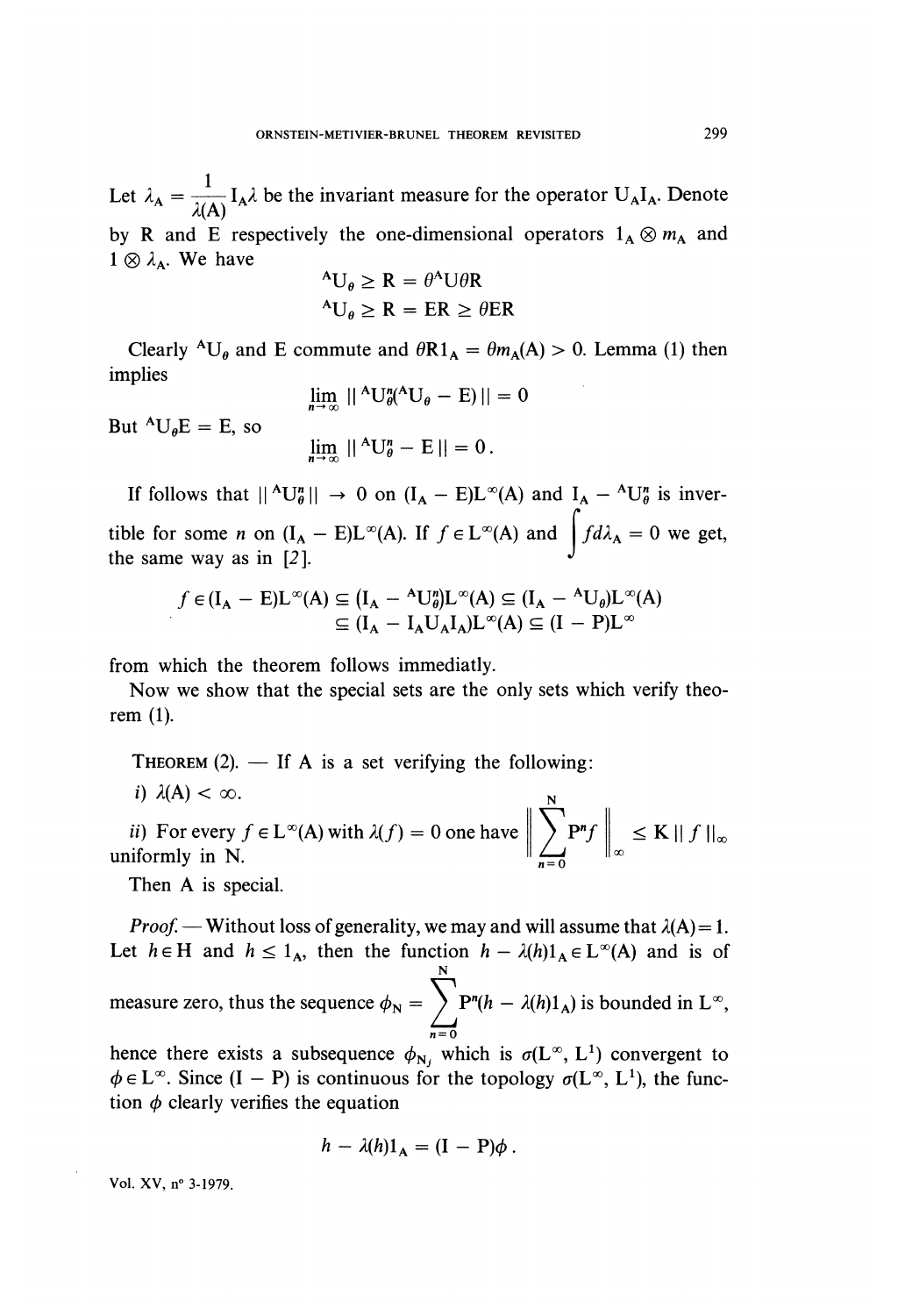Let $\lambda_A = \frac{1}{\lambda(A)} I_A \lambda$ be the invariant measure for the operator $U_A I_A$. Denote by R and E respectively the one-dimensional operators $1_A \otimes m_A$ and $1 \otimes \lambda_A$. We have

$$
\begin{aligned}
{}^A U_\theta &\geq R = \theta{}^A U \theta R \\
{}^A U_\theta &\geq R = ER \geq \theta ER
\end{aligned}
$$

Clearly ${}^A U_\theta$ and E commute and $\theta R 1_A = \theta m_A(A) > 0$. Lemma (1) then implies

$$
\lim_{n \to \infty} \| {}^A U_\theta^n ({}^A U_\theta - E) \| = 0
$$

But ${}^A U_\theta E = E$, so

$$
\lim_{n \to \infty} \| {}^A U_\theta^n - E \| = 0 .
$$

If follows that $\| {}^A U_\theta^n \| \to 0$ on $(I_A - E)L^\infty(A)$ and $I_A - {}^A U_\theta^n$ is invertible for some $n$ on $(I_A - E)L^\infty(A)$. If $f \in L^\infty(A)$ and $\int f d\lambda_A = 0$ we get, the same way as in [2].

$$
\begin{aligned}
f \in (I_A - E)L^\infty(A) &\subseteq (I_A - {}^A U_\theta^n)L^\infty(A) \subseteq (I_A - {}^A U_\theta)L^\infty(A) \\
&\subseteq (I_A - I_A U_A I_A)L^\infty(A) \subseteq (I - P)L^\infty
\end{aligned}
$$

from which the theorem follows immediatly.

Now we show that the special sets are the only sets which verify theorem (1).

THEOREM (2). — If A is a set verifying the following:

*i)* $\lambda(A) < \infty$.

*ii)* For every $f \in L^\infty(A)$ with $\lambda(f) = 0$ one have $\left\| \sum_{n=0}^{N} P^n f \right\|_\infty \leq K \| f \|_\infty$ uniformly in N.

Then A is special.

*Proof.* — Without loss of generality, we may and will assume that $\lambda(A) = 1$. Let $h \in H$ and $h \leq 1_A$, then the function $h - \lambda(h)1_A \in L^\infty(A)$ and is of measure zero, thus the sequence $\phi_N = \sum_{n=0}^{N} P^n(h - \lambda(h)1_A)$ is bounded in $L^\infty$, hence there exists a subsequence $\phi_{N_j}$ which is $\sigma(L^\infty, L^1)$ convergent to $\phi \in L^\infty$. Since $(I - P)$ is continuous for the topology $\sigma(L^\infty, L^1)$, the function $\phi$ clearly verifies the equation

$$
h - \lambda(h)1_A = (I - P)\phi .
$$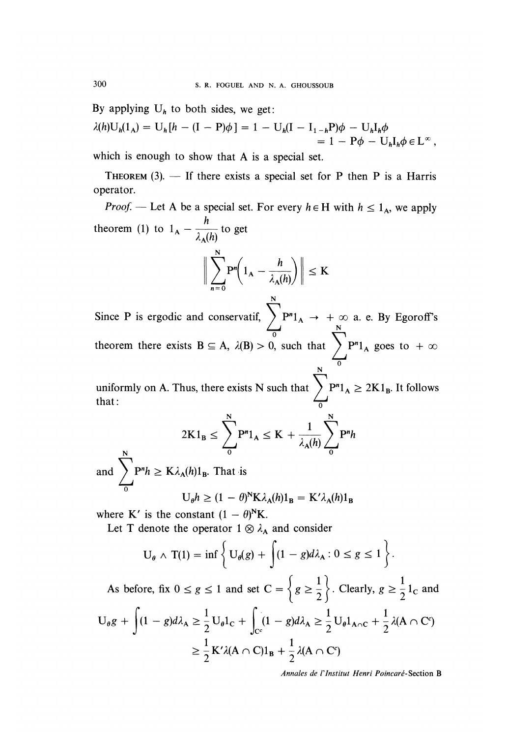By applying $U_h$ to both sides, we get:

$$\lambda(h)U_h(1_A) = U_h[h - (I - P)\phi] = 1 - U_h(I - I_{1-h}P)\phi - U_h I_h \phi$$
$$= 1 - P\phi - U_h I_h \phi \in L^\infty,$$

which is enough to show that A is a special set.

THEOREM (3). — If there exists a special set for P then P is a Harris operator.

*Proof.* — Let A be a special set. For every $h \in H$ with $h \leq 1_A$, we apply theorem (1) to $1_A - \dfrac{h}{\lambda_A(h)}$ to get

$$\left\| \sum_{n=0}^{N} P^n \left( 1_A - \frac{h}{\lambda_A(h)} \right) \right\| \leq K$$

Since P is ergodic and conservatif, $\sum_0^N P^n 1_A \to +\infty$ a. e. By Egoroff's theorem there exists $B \subseteq A$, $\lambda(B) > 0$, such that $\sum_0^N P^n 1_A$ goes to $+\infty$ uniformly on A. Thus, there exists N such that $\sum_0^N P^n 1_A \geq 2K 1_B$. It follows that:

$$2K1_B \leq \sum_0^N P^n 1_A \leq K + \frac{1}{\lambda_A(h)} \sum_0^N P^n h$$

and $\sum_0^N P^n h \geq K\lambda_A(h) 1_B$. That is

$$U_\theta h \geq (1 - \theta)^N K \lambda_A(h) 1_B = K' \lambda_A(h) 1_B$$

where $K'$ is the constant $(1 - \theta)^N K$.

Let T denote the operator $1 \otimes \lambda_A$ and consider

$$U_\theta \wedge T(1) = \inf \left\{ U_\theta(g) + \int (1 - g) d\lambda_A : 0 \leq g \leq 1 \right\}.$$

As before, fix $0 \leq g \leq 1$ and set $C = \left\{ g \geq \frac{1}{2} \right\}$. Clearly, $g \geq \frac{1}{2} 1_C$ and

$$U_\theta g + \int (1 - g) d\lambda_A \geq \frac{1}{2} U_\theta 1_C + \int_{C^c} (1 - g) d\lambda_A \geq \frac{1}{2} U_\theta 1_{A \cap C} + \frac{1}{2} \lambda(A \cap C^c)$$
$$\geq \frac{1}{2} K' \lambda(A \cap C) 1_B + \frac{1}{2} \lambda(A \cap C^c)$$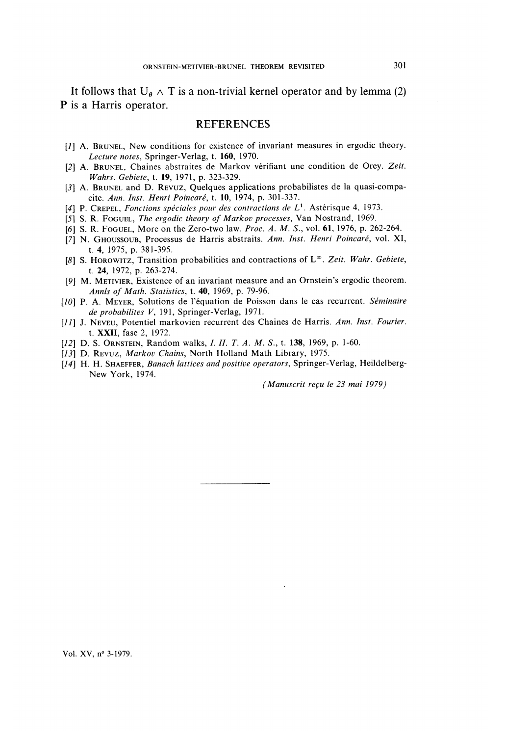It follows that $U_\theta \wedge T$ is a non-trivial kernel operator and by lemma (2) P is a Harris operator.

## REFERENCES

[1] A. BRUNEL, New conditions for existence of invariant measures in ergodic theory. *Lecture notes*, Springer-Verlag, t. **160**, 1970.

[2] A. BRUNEL, Chaines abstraites de Markov vérifiant une condition de Orey. *Zeit. Wahrs. Gebiete*, t. **19**, 1971, p. 323-329.

[3] A. BRUNEL and D. REVUZ, Quelques applications probabilistes de la quasi-compacite. *Ann. Inst. Henri Poincaré*, t. **10**, 1974, p. 301-337.

[4] P. CREPEL, *Fonctions spéciales pour des contractions de $L^1$*. Astérisque 4, 1973.

[5] S. R. FOGUEL, *The ergodic theory of Markov processes*, Van Nostrand, 1969.

[6] S. R. FOGUEL, More on the Zero-two law. *Proc. A. M. S.*, vol. **61**, 1976, p. 262-264.

[7] N. GHOUSSOUB, Processus de Harris abstraits. *Ann. Inst. Henri Poincaré*, vol. XI, t. **4**, 1975, p. 381-395.

[8] S. HOROWITZ, Transition probabilities and contractions of $L^\infty$. *Zeit. Wahr. Gebiete*, t. **24**, 1972, p. 263-274.

[9] M. METIVIER, Existence of an invariant measure and an Ornstein's ergodic theorem. *Annls of Math. Statistics*, t. **40**, 1969, p. 79-96.

[10] P. A. MEYER, Solutions de l'équation de Poisson dans le cas recurrent. *Séminaire de probabilites V*, 191, Springer-Verlag, 1971.

[11] J. NEVEU, Potentiel markovien recurrent des Chaines de Harris. *Ann. Inst. Fourier*. t. **XXII**, fase 2, 1972.

[12] D. S. ORNSTEIN, Random walks, *I. II. T. A. M. S.*, t. **138**, 1969, p. 1-60.

[13] D. REVUZ, *Markov Chains*, North Holland Math Library, 1975.

[14] H. H. SHAEFFER, *Banach lattices and positive operators*, Springer-Verlag, Heildelberg-New York, 1974.

*(Manuscrit reçu le 23 mai 1979)*